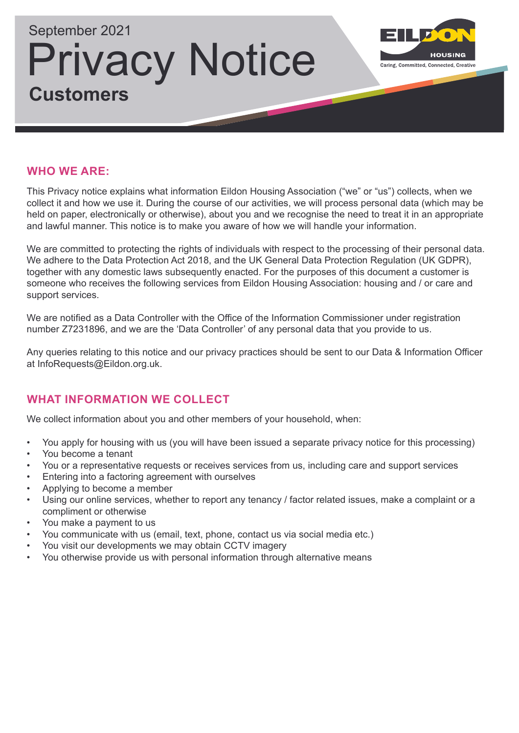September 2021

# Privacy Notice

## Customers

EILDON HOUSING
Caring, Committed, Connected, Creative

### WHO WE ARE:

This Privacy notice explains what information Eildon Housing Association ("we" or "us") collects, when we collect it and how we use it. During the course of our activities, we will process personal data (which may be held on paper, electronically or otherwise), about you and we recognise the need to treat it in an appropriate and lawful manner. This notice is to make you aware of how we will handle your information.

We are committed to protecting the rights of individuals with respect to the processing of their personal data. We adhere to the Data Protection Act 2018, and the UK General Data Protection Regulation (UK GDPR), together with any domestic laws subsequently enacted. For the purposes of this document a customer is someone who receives the following services from Eildon Housing Association: housing and / or care and support services.

We are notified as a Data Controller with the Office of the Information Commissioner under registration number Z7231896, and we are the 'Data Controller' of any personal data that you provide to us.

Any queries relating to this notice and our privacy practices should be sent to our Data & Information Officer at InfoRequests@Eildon.org.uk.

### WHAT INFORMATION WE COLLECT

We collect information about you and other members of your household, when:

- You apply for housing with us (you will have been issued a separate privacy notice for this processing)
- You become a tenant
- You or a representative requests or receives services from us, including care and support services
- Entering into a factoring agreement with ourselves
- Applying to become a member
- Using our online services, whether to report any tenancy / factor related issues, make a complaint or a compliment or otherwise
- You make a payment to us
- You communicate with us (email, text, phone, contact us via social media etc.)
- You visit our developments we may obtain CCTV imagery
- You otherwise provide us with personal information through alternative means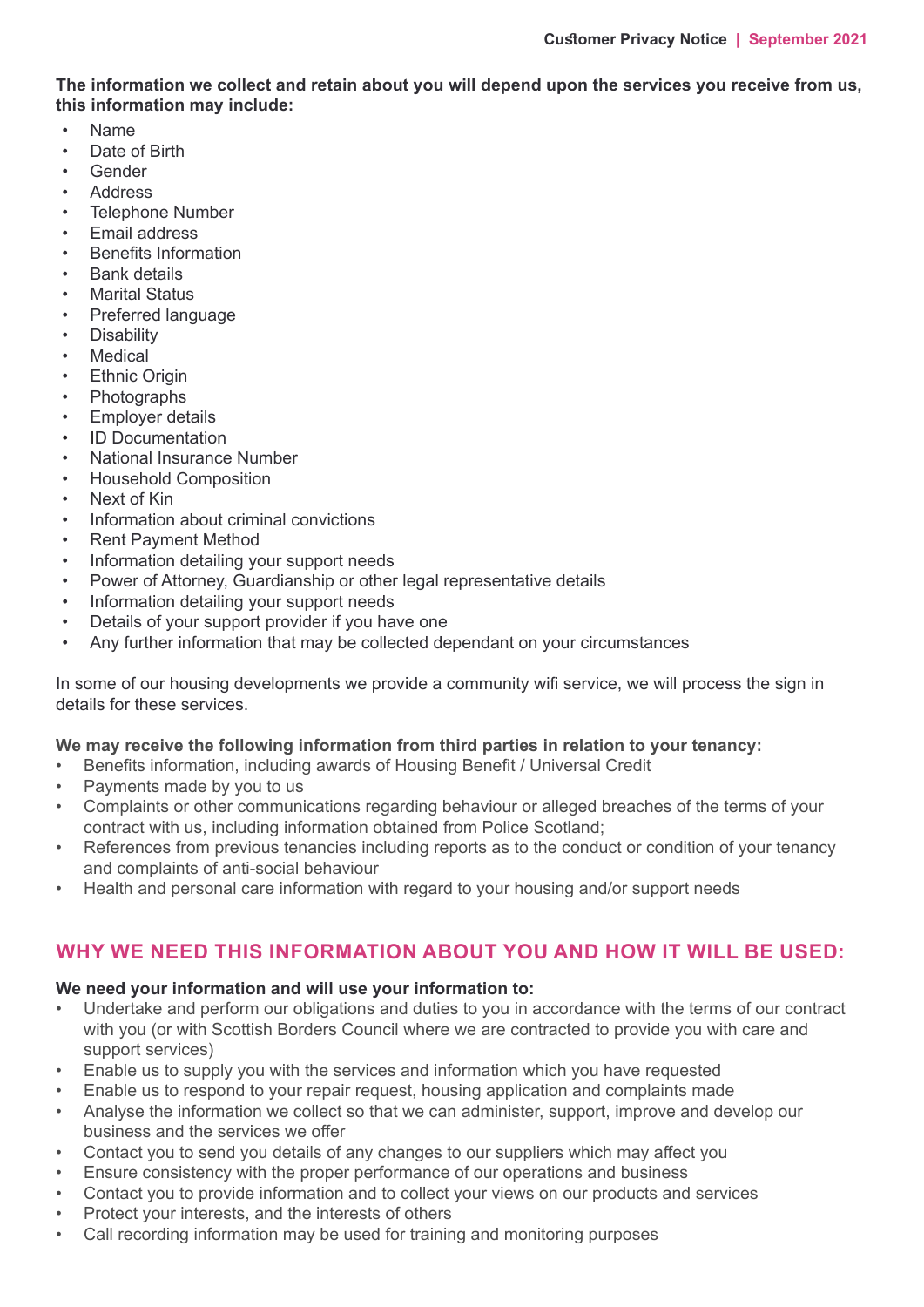**The information we collect and retain about you will depend upon the services you receive from us, this information may include:**

- Name
- Date of Birth
- Gender
- Address
- Telephone Number
- Email address
- Benefits Information
- Bank details
- Marital Status
- Preferred language
- Disability
- Medical
- Ethnic Origin
- Photographs
- Employer details
- ID Documentation
- National Insurance Number
- Household Composition
- Next of Kin
- Information about criminal convictions
- Rent Payment Method
- Information detailing your support needs
- Power of Attorney, Guardianship or other legal representative details
- Information detailing your support needs
- Details of your support provider if you have one
- Any further information that may be collected dependant on your circumstances

In some of our housing developments we provide a community wifi service, we will process the sign in details for these services.

**We may receive the following information from third parties in relation to your tenancy:**

- Benefits information, including awards of Housing Benefit / Universal Credit
- Payments made by you to us
- Complaints or other communications regarding behaviour or alleged breaches of the terms of your contract with us, including information obtained from Police Scotland;
- References from previous tenancies including reports as to the conduct or condition of your tenancy and complaints of anti-social behaviour
- Health and personal care information with regard to your housing and/or support needs

## WHY WE NEED THIS INFORMATION ABOUT YOU AND HOW IT WILL BE USED:

**We need your information and will use your information to:**

- Undertake and perform our obligations and duties to you in accordance with the terms of our contract with you (or with Scottish Borders Council where we are contracted to provide you with care and support services)
- Enable us to supply you with the services and information which you have requested
- Enable us to respond to your repair request, housing application and complaints made
- Analyse the information we collect so that we can administer, support, improve and develop our business and the services we offer
- Contact you to send you details of any changes to our suppliers which may affect you
- Ensure consistency with the proper performance of our operations and business
- Contact you to provide information and to collect your views on our products and services
- Protect your interests, and the interests of others
- Call recording information may be used for training and monitoring purposes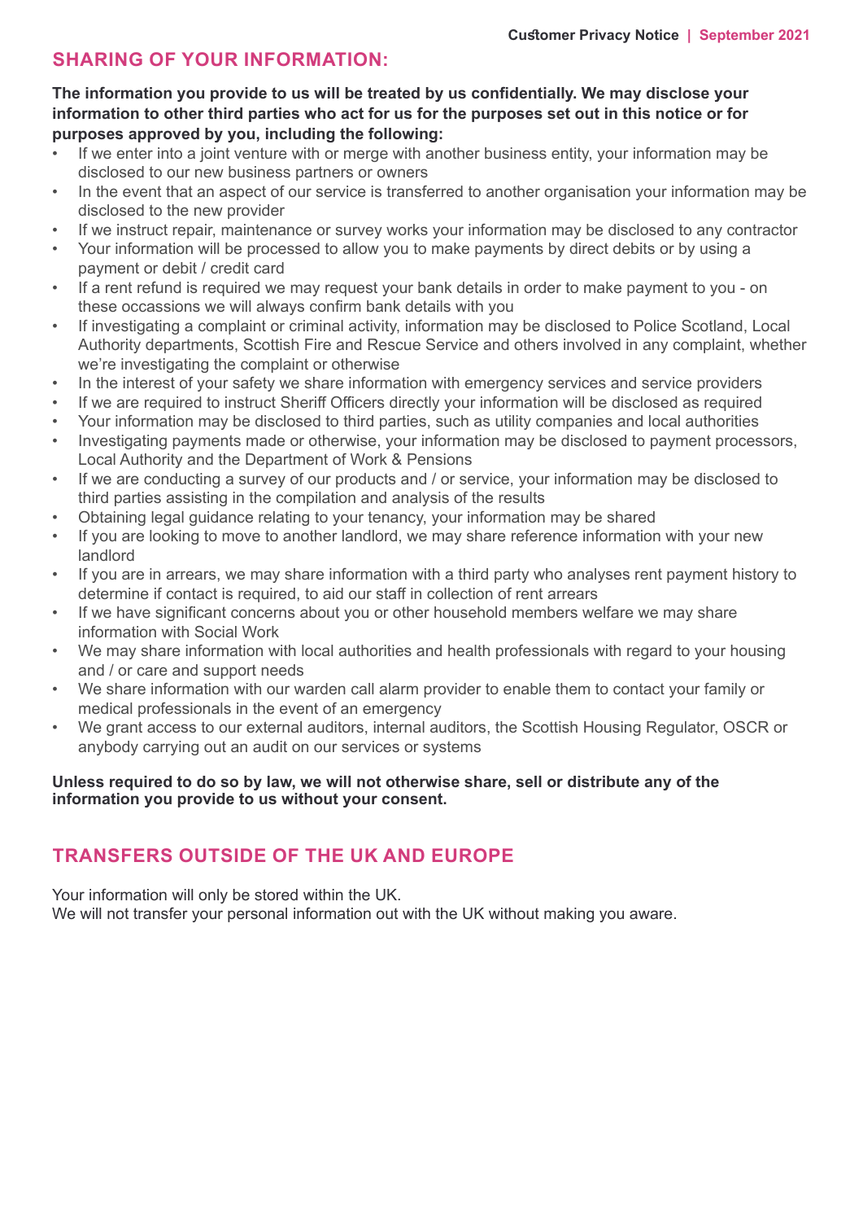## SHARING OF YOUR INFORMATION:

**The information you provide to us will be treated by us confidentially. We may disclose your information to other third parties who act for us for the purposes set out in this notice or for purposes approved by you, including the following:**

- If we enter into a joint venture with or merge with another business entity, your information may be disclosed to our new business partners or owners
- In the event that an aspect of our service is transferred to another organisation your information may be disclosed to the new provider
- If we instruct repair, maintenance or survey works your information may be disclosed to any contractor
- Your information will be processed to allow you to make payments by direct debits or by using a payment or debit / credit card
- If a rent refund is required we may request your bank details in order to make payment to you - on these occassions we will always confirm bank details with you
- If investigating a complaint or criminal activity, information may be disclosed to Police Scotland, Local Authority departments, Scottish Fire and Rescue Service and others involved in any complaint, whether we're investigating the complaint or otherwise
- In the interest of your safety we share information with emergency services and service providers
- If we are required to instruct Sheriff Officers directly your information will be disclosed as required
- Your information may be disclosed to third parties, such as utility companies and local authorities
- Investigating payments made or otherwise, your information may be disclosed to payment processors, Local Authority and the Department of Work & Pensions
- If we are conducting a survey of our products and / or service, your information may be disclosed to third parties assisting in the compilation and analysis of the results
- Obtaining legal guidance relating to your tenancy, your information may be shared
- If you are looking to move to another landlord, we may share reference information with your new landlord
- If you are in arrears, we may share information with a third party who analyses rent payment history to determine if contact is required, to aid our staff in collection of rent arrears
- If we have significant concerns about you or other household members welfare we may share information with Social Work
- We may share information with local authorities and health professionals with regard to your housing and / or care and support needs
- We share information with our warden call alarm provider to enable them to contact your family or medical professionals in the event of an emergency
- We grant access to our external auditors, internal auditors, the Scottish Housing Regulator, OSCR or anybody carrying out an audit on our services or systems

**Unless required to do so by law, we will not otherwise share, sell or distribute any of the information you provide to us without your consent.**

## TRANSFERS OUTSIDE OF THE UK AND EUROPE

Your information will only be stored within the UK.
We will not transfer your personal information out with the UK without making you aware.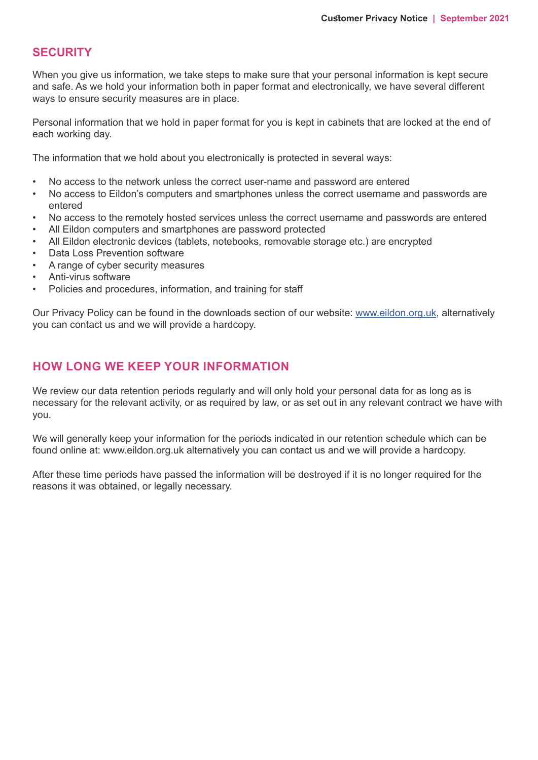## SECURITY

When you give us information, we take steps to make sure that your personal information is kept secure and safe. As we hold your information both in paper format and electronically, we have several different ways to ensure security measures are in place.

Personal information that we hold in paper format for you is kept in cabinets that are locked at the end of each working day.

The information that we hold about you electronically is protected in several ways:

- No access to the network unless the correct user-name and password are entered
- No access to Eildon's computers and smartphones unless the correct username and passwords are entered
- No access to the remotely hosted services unless the correct username and passwords are entered
- All Eildon computers and smartphones are password protected
- All Eildon electronic devices (tablets, notebooks, removable storage etc.) are encrypted
- Data Loss Prevention software
- A range of cyber security measures
- Anti-virus software
- Policies and procedures, information, and training for staff

Our Privacy Policy can be found in the downloads section of our website: www.eildon.org.uk, alternatively you can contact us and we will provide a hardcopy.

## HOW LONG WE KEEP YOUR INFORMATION

We review our data retention periods regularly and will only hold your personal data for as long as is necessary for the relevant activity, or as required by law, or as set out in any relevant contract we have with you.

We will generally keep your information for the periods indicated in our retention schedule which can be found online at: www.eildon.org.uk alternatively you can contact us and we will provide a hardcopy.

After these time periods have passed the information will be destroyed if it is no longer required for the reasons it was obtained, or legally necessary.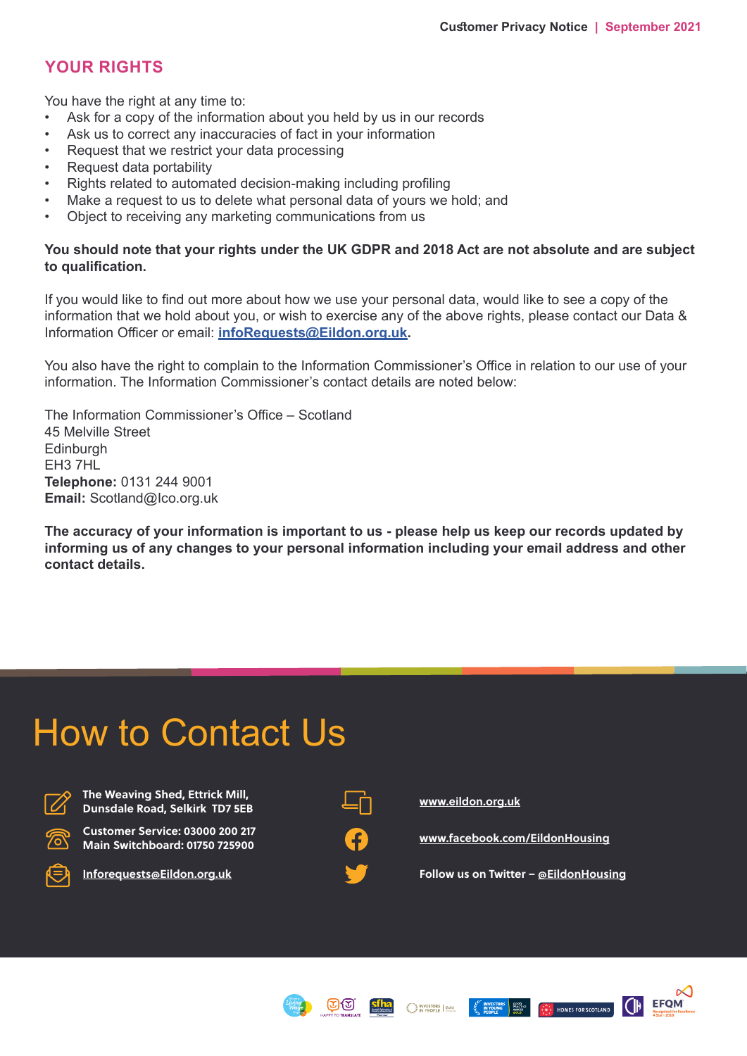## YOUR RIGHTS

You have the right at any time to:

- Ask for a copy of the information about you held by us in our records
- Ask us to correct any inaccuracies of fact in your information
- Request that we restrict your data processing
- Request data portability
- Rights related to automated decision-making including profiling
- Make a request to us to delete what personal data of yours we hold; and
- Object to receiving any marketing communications from us

**You should note that your rights under the UK GDPR and 2018 Act are not absolute and are subject to qualification.**

If you would like to find out more about how we use your personal data, would like to see a copy of the information that we hold about you, or wish to exercise any of the above rights, please contact our Data & Information Officer or email: **infoRequests@Eildon.org.uk**.

You also have the right to complain to the Information Commissioner's Office in relation to our use of your information. The Information Commissioner's contact details are noted below:

The Information Commissioner's Office – Scotland
45 Melville Street
Edinburgh
EH3 7HL
**Telephone:** 0131 244 9001
**Email:** Scotland@Ico.org.uk

**The accuracy of your information is important to us - please help us keep our records updated by informing us of any changes to your personal information including your email address and other contact details.**

# How to Contact Us

**The Weaving Shed, Ettrick Mill, Dunsdale Road, Selkirk TD7 5EB**

**Customer Service: 03000 200 217**
**Main Switchboard: 01750 725900**

**Inforequests@Eildon.org.uk**

**www.eildon.org.uk**

**www.facebook.com/EildonHousing**

**Follow us on Twitter – @EildonHousing**